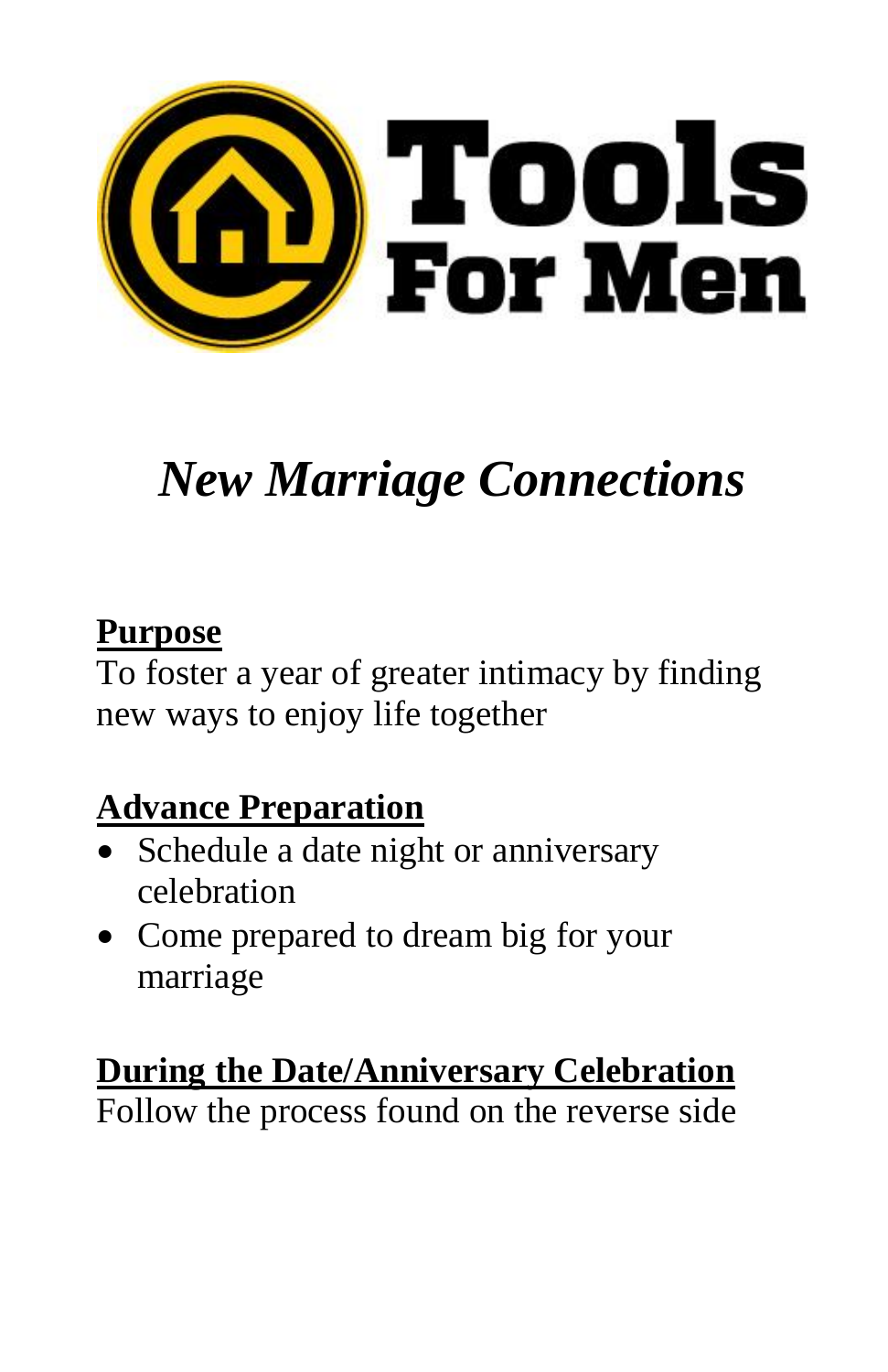# Tools For Men

## *New Marriage Connections*

**Purpose**

To foster a year of greater intimacy by finding new ways to enjoy life together

**Advance Preparation**

- Schedule a date night or anniversary celebration
- Come prepared to dream big for your marriage

**During the Date/Anniversary Celebration**

Follow the process found on the reverse side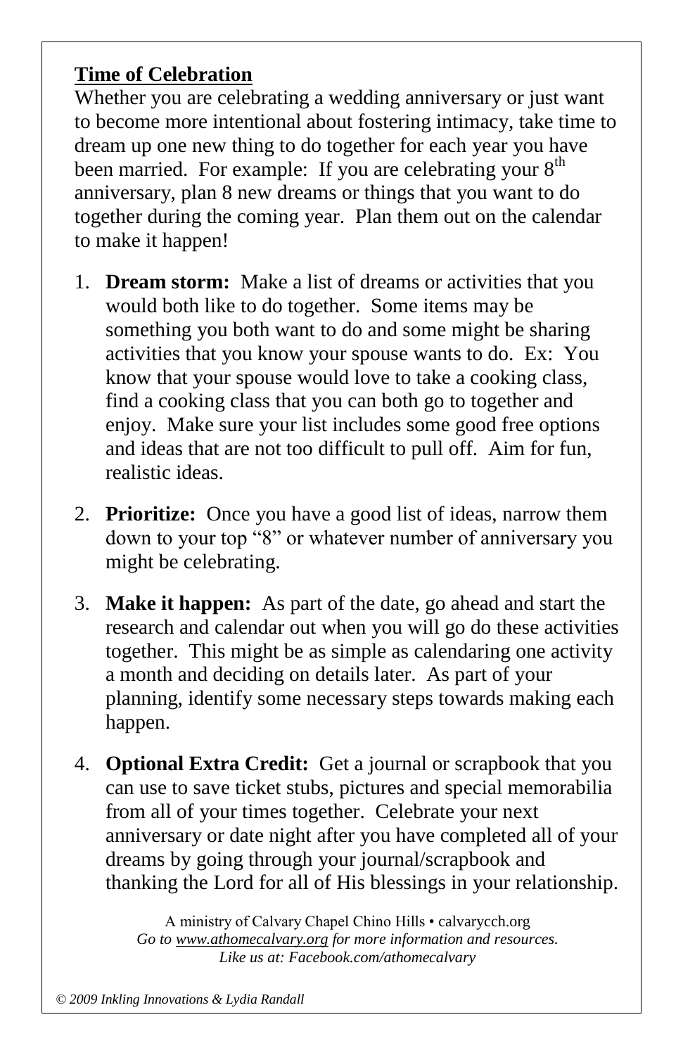**Time of Celebration**

Whether you are celebrating a wedding anniversary or just want to become more intentional about fostering intimacy, take time to dream up one new thing to do together for each year you have been married. For example: If you are celebrating your 8th anniversary, plan 8 new dreams or things that you want to do together during the coming year. Plan them out on the calendar to make it happen!

1. **Dream storm:** Make a list of dreams or activities that you would both like to do together. Some items may be something you both want to do and some might be sharing activities that you know your spouse wants to do. Ex: You know that your spouse would love to take a cooking class, find a cooking class that you can both go to together and enjoy. Make sure your list includes some good free options and ideas that are not too difficult to pull off. Aim for fun, realistic ideas.
2. **Prioritize:** Once you have a good list of ideas, narrow them down to your top "8" or whatever number of anniversary you might be celebrating.
3. **Make it happen:** As part of the date, go ahead and start the research and calendar out when you will go do these activities together. This might be as simple as calendaring one activity a month and deciding on details later. As part of your planning, identify some necessary steps towards making each happen.
4. **Optional Extra Credit:** Get a journal or scrapbook that you can use to save ticket stubs, pictures and special memorabilia from all of your times together. Celebrate your next anniversary or date night after you have completed all of your dreams by going through your journal/scrapbook and thanking the Lord for all of His blessings in your relationship.

A ministry of Calvary Chapel Chino Hills • calvarycch.org
*Go to www.athomecalvary.org for more information and resources.*
*Like us at: Facebook.com/athomecalvary*

*© 2009 Inkling Innovations & Lydia Randall*